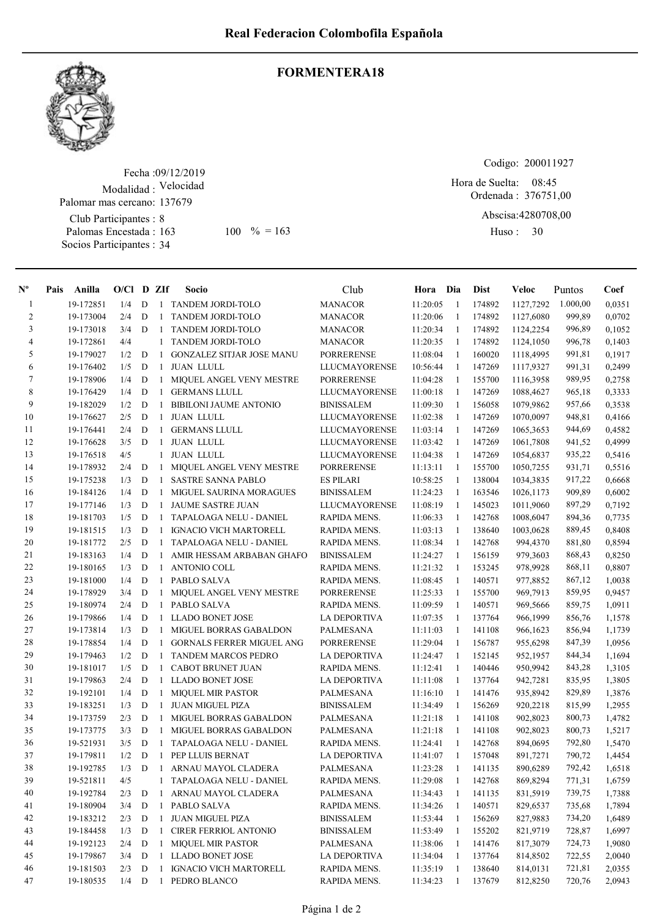# Real Federacion Colombofila Española

## FORMENTERA18

Fecha :09/12/2019
Modalidad : Velocidad
Palomar mas cercano: 137679
Club Participantes : 8
Palomas Encestada : 163 100 % = 163
Socios Participantes : 34

Codigo: 200011927
Hora de Suelta: 08:45
Ordenada : 376751,00
Abscisa:4280708,00
Huso : 30

| Nº | Pais | Anilla | O/Cl | D | ZIf | Socio | Club | Hora | Dia | Dist | Veloc | Puntos | Coef |
|---|---|---|---|---|---|---|---|---|---|---|---|---|---|
| 1 | | 19-172851 | 1/4 | D | 1 | TANDEM JORDI-TOLO | MANACOR | 11:20:05 | 1 | 174892 | 1127,7292 | 1.000,00 | 0,0351 |
| 2 | | 19-173004 | 2/4 | D | 1 | TANDEM JORDI-TOLO | MANACOR | 11:20:06 | 1 | 174892 | 1127,6080 | 999,89 | 0,0702 |
| 3 | | 19-173018 | 3/4 | D | 1 | TANDEM JORDI-TOLO | MANACOR | 11:20:34 | 1 | 174892 | 1124,2254 | 996,89 | 0,1052 |
| 4 | | 19-172861 | 4/4 | | 1 | TANDEM JORDI-TOLO | MANACOR | 11:20:35 | 1 | 174892 | 1124,1050 | 996,78 | 0,1403 |
| 5 | | 19-179027 | 1/2 | D | 1 | GONZALEZ SITJAR JOSE MANU | PORRERENSE | 11:08:04 | 1 | 160020 | 1118,4995 | 991,81 | 0,1917 |
| 6 | | 19-176402 | 1/5 | D | 1 | JUAN LLULL | LLUCMAYORENSE | 10:56:44 | 1 | 147269 | 1117,9327 | 991,31 | 0,2499 |
| 7 | | 19-178906 | 1/4 | D | 1 | MIQUEL ANGEL VENY MESTRE | PORRERENSE | 11:04:28 | 1 | 155700 | 1116,3958 | 989,95 | 0,2758 |
| 8 | | 19-176429 | 1/4 | D | 1 | GERMANS LLULL | LLUCMAYORENSE | 11:00:18 | 1 | 147269 | 1088,4627 | 965,18 | 0,3333 |
| 9 | | 19-182029 | 1/2 | D | 1 | BIBILONI JAUME ANTONIO | BINISSALEM | 11:09:30 | 1 | 156058 | 1079,9862 | 957,66 | 0,3538 |
| 10 | | 19-176627 | 2/5 | D | 1 | JUAN LLULL | LLUCMAYORENSE | 11:02:38 | 1 | 147269 | 1070,0097 | 948,81 | 0,4166 |
| 11 | | 19-176441 | 2/4 | D | 1 | GERMANS LLULL | LLUCMAYORENSE | 11:03:14 | 1 | 147269 | 1065,3653 | 944,69 | 0,4582 |
| 12 | | 19-176628 | 3/5 | D | 1 | JUAN LLULL | LLUCMAYORENSE | 11:03:42 | 1 | 147269 | 1061,7808 | 941,52 | 0,4999 |
| 13 | | 19-176518 | 4/5 | | 1 | JUAN LLULL | LLUCMAYORENSE | 11:04:38 | 1 | 147269 | 1054,6837 | 935,22 | 0,5416 |
| 14 | | 19-178932 | 2/4 | D | 1 | MIQUEL ANGEL VENY MESTRE | PORRERENSE | 11:13:11 | 1 | 155700 | 1050,7255 | 931,71 | 0,5516 |
| 15 | | 19-175238 | 1/3 | D | 1 | SASTRE SANNA PABLO | ES PILARI | 10:58:25 | 1 | 138004 | 1034,3835 | 917,22 | 0,6668 |
| 16 | | 19-184126 | 1/4 | D | 1 | MIGUEL SAURINA MORAGUES | BINISSALEM | 11:24:23 | 1 | 163546 | 1026,1173 | 909,89 | 0,6002 |
| 17 | | 19-177146 | 1/3 | D | 1 | JAUME SASTRE JUAN | LLUCMAYORENSE | 11:08:19 | 1 | 145023 | 1011,9060 | 897,29 | 0,7192 |
| 18 | | 19-181703 | 1/5 | D | 1 | TAPALOAGA NELU - DANIEL | RAPIDA MENS. | 11:06:33 | 1 | 142768 | 1008,6047 | 894,36 | 0,7735 |
| 19 | | 19-181515 | 1/3 | D | 1 | IGNACIO VICH MARTORELL | RAPIDA MENS. | 11:03:13 | 1 | 138640 | 1003,0628 | 889,45 | 0,8408 |
| 20 | | 19-181772 | 2/5 | D | 1 | TAPALOAGA NELU - DANIEL | RAPIDA MENS. | 11:08:34 | 1 | 142768 | 994,4370 | 881,80 | 0,8594 |
| 21 | | 19-183163 | 1/4 | D | 1 | AMIR HESSAM ARBABAN GHAFO | BINISSALEM | 11:24:27 | 1 | 156159 | 979,3603 | 868,43 | 0,8250 |
| 22 | | 19-180165 | 1/3 | D | 1 | ANTONIO COLL | RAPIDA MENS. | 11:21:32 | 1 | 153245 | 978,9928 | 868,11 | 0,8807 |
| 23 | | 19-181000 | 1/4 | D | 1 | PABLO SALVA | RAPIDA MENS. | 11:08:45 | 1 | 140571 | 977,8852 | 867,12 | 1,0038 |
| 24 | | 19-178929 | 3/4 | D | 1 | MIQUEL ANGEL VENY MESTRE | PORRERENSE | 11:25:33 | 1 | 155700 | 969,7913 | 859,95 | 0,9457 |
| 25 | | 19-180974 | 2/4 | D | 1 | PABLO SALVA | RAPIDA MENS. | 11:09:59 | 1 | 140571 | 969,5666 | 859,75 | 1,0911 |
| 26 | | 19-179866 | 1/4 | D | 1 | LLADO BONET JOSE | LA DEPORTIVA | 11:07:35 | 1 | 137764 | 966,1999 | 856,76 | 1,1578 |
| 27 | | 19-173814 | 1/3 | D | 1 | MIGUEL BORRAS GABALDON | PALMESANA | 11:11:03 | 1 | 141108 | 966,1623 | 856,94 | 1,1739 |
| 28 | | 19-178854 | 1/4 | D | 1 | GORNALS FERRER MIGUEL ANG | PORRERENSE | 11:29:04 | 1 | 156787 | 955,6298 | 847,39 | 1,0956 |
| 29 | | 19-179463 | 1/2 | D | 1 | TANDEM MARCOS PEDRO | LA DEPORTIVA | 11:24:47 | 1 | 152145 | 952,1957 | 844,34 | 1,1694 |
| 30 | | 19-181017 | 1/5 | D | 1 | CABOT BRUNET JUAN | RAPIDA MENS. | 11:12:41 | 1 | 140446 | 950,9942 | 843,28 | 1,3105 |
| 31 | | 19-179863 | 2/4 | D | 1 | LLADO BONET JOSE | LA DEPORTIVA | 11:11:08 | 1 | 137764 | 942,7281 | 835,95 | 1,3805 |
| 32 | | 19-192101 | 1/4 | D | 1 | MIQUEL MIR PASTOR | PALMESANA | 11:16:10 | 1 | 141476 | 935,8942 | 829,89 | 1,3876 |
| 33 | | 19-183251 | 1/3 | D | 1 | JUAN MIGUEL PIZA | BINISSALEM | 11:34:49 | 1 | 156269 | 920,2218 | 815,99 | 1,2955 |
| 34 | | 19-173759 | 2/3 | D | 1 | MIGUEL BORRAS GABALDON | PALMESANA | 11:21:18 | 1 | 141108 | 902,8023 | 800,73 | 1,4782 |
| 35 | | 19-173775 | 3/3 | D | 1 | MIGUEL BORRAS GABALDON | PALMESANA | 11:21:18 | 1 | 141108 | 902,8023 | 800,73 | 1,5217 |
| 36 | | 19-521931 | 3/5 | D | 1 | TAPALOAGA NELU - DANIEL | RAPIDA MENS. | 11:24:41 | 1 | 142768 | 894,0695 | 792,80 | 1,5470 |
| 37 | | 19-179811 | 1/2 | D | 1 | PEP LLUIS BERNAT | LA DEPORTIVA | 11:41:07 | 1 | 157048 | 891,7271 | 790,72 | 1,4454 |
| 38 | | 19-192785 | 1/3 | D | 1 | ARNAU MAYOL CLADERA | PALMESANA | 11:23:28 | 1 | 141135 | 890,6289 | 792,42 | 1,6518 |
| 39 | | 19-521811 | 4/5 | | 1 | TAPALOAGA NELU - DANIEL | RAPIDA MENS. | 11:29:08 | 1 | 142768 | 869,8294 | 771,31 | 1,6759 |
| 40 | | 19-192784 | 2/3 | D | 1 | ARNAU MAYOL CLADERA | PALMESANA | 11:34:43 | 1 | 141135 | 831,5919 | 739,75 | 1,7388 |
| 41 | | 19-180904 | 3/4 | D | 1 | PABLO SALVA | RAPIDA MENS. | 11:34:26 | 1 | 140571 | 829,6537 | 735,68 | 1,7894 |
| 42 | | 19-183212 | 2/3 | D | 1 | JUAN MIGUEL PIZA | BINISSALEM | 11:53:44 | 1 | 156269 | 827,9883 | 734,20 | 1,6489 |
| 43 | | 19-184458 | 1/3 | D | 1 | CIRER FERRIOL ANTONIO | BINISSALEM | 11:53:49 | 1 | 155202 | 821,9719 | 728,87 | 1,6997 |
| 44 | | 19-192123 | 2/4 | D | 1 | MIQUEL MIR PASTOR | PALMESANA | 11:38:06 | 1 | 141476 | 817,3079 | 724,73 | 1,9080 |
| 45 | | 19-179867 | 3/4 | D | 1 | LLADO BONET JOSE | LA DEPORTIVA | 11:34:04 | 1 | 137764 | 814,8502 | 722,55 | 2,0040 |
| 46 | | 19-181503 | 2/3 | D | 1 | IGNACIO VICH MARTORELL | RAPIDA MENS. | 11:35:19 | 1 | 138640 | 814,0131 | 721,81 | 2,0355 |
| 47 | | 19-180535 | 1/4 | D | 1 | PEDRO BLANCO | RAPIDA MENS. | 11:34:23 | 1 | 137679 | 812,8250 | 720,76 | 2,0943 |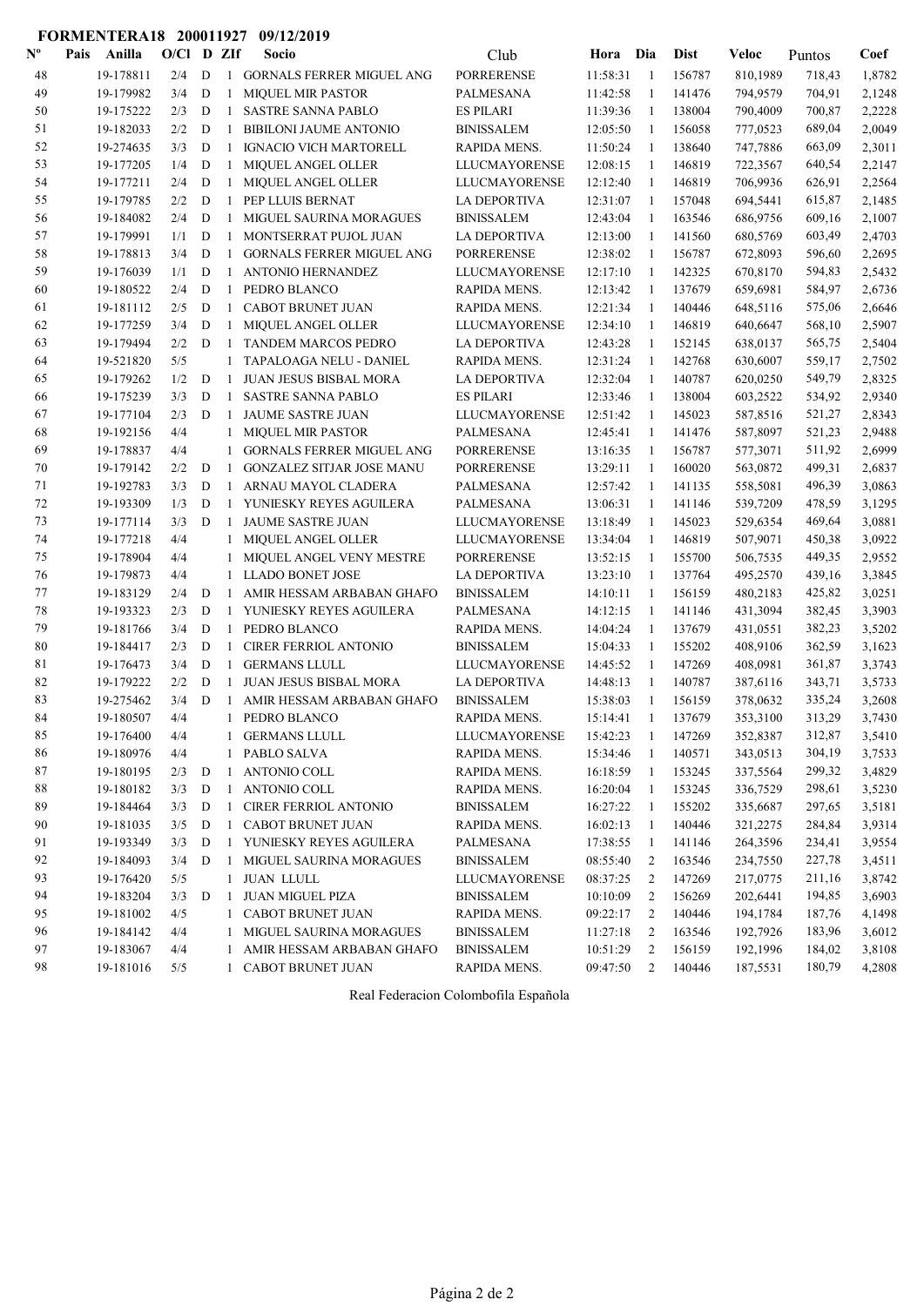**FORMENTERA18 200011927 09/12/2019**

| Nº | Pais | Anilla | O/Cl | D | ZIf | Socio | Club | Hora | Dia | Dist | Veloc | Puntos | Coef |
|---|---|---|---|---|---|---|---|---|---|---|---|---|---|
| 48 | | 19-178811 | 2/4 | D | 1 | GORNALS FERRER MIGUEL ANG | PORRERENSE | 11:58:31 | 1 | 156787 | 810,1989 | 718,43 | 1,8782 |
| 49 | | 19-179982 | 3/4 | D | 1 | MIQUEL MIR PASTOR | PALMESANA | 11:42:58 | 1 | 141476 | 794,9579 | 704,91 | 2,1248 |
| 50 | | 19-175222 | 2/3 | D | 1 | SASTRE SANNA PABLO | ES PILARI | 11:39:36 | 1 | 138004 | 790,4009 | 700,87 | 2,2228 |
| 51 | | 19-182033 | 2/2 | D | 1 | BIBILONI JAUME ANTONIO | BINISSALEM | 12:05:50 | 1 | 156058 | 777,0523 | 689,04 | 2,0049 |
| 52 | | 19-274635 | 3/3 | D | 1 | IGNACIO VICH MARTORELL | RAPIDA MENS. | 11:50:24 | 1 | 138640 | 747,7886 | 663,09 | 2,3011 |
| 53 | | 19-177205 | 1/4 | D | 1 | MIQUEL ANGEL OLLER | LLUCMAYORENSE | 12:08:15 | 1 | 146819 | 722,3567 | 640,54 | 2,2147 |
| 54 | | 19-177211 | 2/4 | D | 1 | MIQUEL ANGEL OLLER | LLUCMAYORENSE | 12:12:40 | 1 | 146819 | 706,9936 | 626,91 | 2,2564 |
| 55 | | 19-179785 | 2/2 | D | 1 | PEP LLUIS BERNAT | LA DEPORTIVA | 12:31:07 | 1 | 157048 | 694,5441 | 615,87 | 2,1485 |
| 56 | | 19-184082 | 2/4 | D | 1 | MIGUEL SAURINA MORAGUES | BINISSALEM | 12:43:04 | 1 | 163546 | 686,9756 | 609,16 | 2,1007 |
| 57 | | 19-179991 | 1/1 | D | 1 | MONTSERRAT PUJOL JUAN | LA DEPORTIVA | 12:13:00 | 1 | 141560 | 680,5769 | 603,49 | 2,4703 |
| 58 | | 19-178813 | 3/4 | D | 1 | GORNALS FERRER MIGUEL ANG | PORRERENSE | 12:38:02 | 1 | 156787 | 672,8093 | 596,60 | 2,2695 |
| 59 | | 19-176039 | 1/1 | D | 1 | ANTONIO HERNANDEZ | LLUCMAYORENSE | 12:17:10 | 1 | 142325 | 670,8170 | 594,83 | 2,5432 |
| 60 | | 19-180522 | 2/4 | D | 1 | PEDRO BLANCO | RAPIDA MENS. | 12:13:42 | 1 | 137679 | 659,6981 | 584,97 | 2,6736 |
| 61 | | 19-181112 | 2/5 | D | 1 | CABOT BRUNET JUAN | RAPIDA MENS. | 12:21:34 | 1 | 140446 | 648,5116 | 575,06 | 2,6646 |
| 62 | | 19-177259 | 3/4 | D | 1 | MIQUEL ANGEL OLLER | LLUCMAYORENSE | 12:34:10 | 1 | 146819 | 640,6647 | 568,10 | 2,5907 |
| 63 | | 19-179494 | 2/2 | D | 1 | TANDEM MARCOS PEDRO | LA DEPORTIVA | 12:43:28 | 1 | 152145 | 638,0137 | 565,75 | 2,5404 |
| 64 | | 19-521820 | 5/5 | | 1 | TAPALOAGA NELU - DANIEL | RAPIDA MENS. | 12:31:24 | 1 | 142768 | 630,6007 | 559,17 | 2,7502 |
| 65 | | 19-179262 | 1/2 | D | 1 | JUAN JESUS BISBAL MORA | LA DEPORTIVA | 12:32:04 | 1 | 140787 | 620,0250 | 549,79 | 2,8325 |
| 66 | | 19-175239 | 3/3 | D | 1 | SASTRE SANNA PABLO | ES PILARI | 12:33:46 | 1 | 138004 | 603,2522 | 534,92 | 2,9340 |
| 67 | | 19-177104 | 2/3 | D | 1 | JAUME SASTRE JUAN | LLUCMAYORENSE | 12:51:42 | 1 | 145023 | 587,8516 | 521,27 | 2,8343 |
| 68 | | 19-192156 | 4/4 | | 1 | MIQUEL MIR PASTOR | PALMESANA | 12:45:41 | 1 | 141476 | 587,8097 | 521,23 | 2,9488 |
| 69 | | 19-178837 | 4/4 | | 1 | GORNALS FERRER MIGUEL ANG | PORRERENSE | 13:16:35 | 1 | 156787 | 577,3071 | 511,92 | 2,6999 |
| 70 | | 19-179142 | 2/2 | D | 1 | GONZALEZ SITJAR JOSE MANU | PORRERENSE | 13:29:11 | 1 | 160020 | 563,0872 | 499,31 | 2,6837 |
| 71 | | 19-192783 | 3/3 | D | 1 | ARNAU MAYOL CLADERA | PALMESANA | 12:57:42 | 1 | 141135 | 558,5081 | 496,39 | 3,0863 |
| 72 | | 19-193309 | 1/3 | D | 1 | YUNIESKY REYES AGUILERA | PALMESANA | 13:06:31 | 1 | 141146 | 539,7209 | 478,59 | 3,1295 |
| 73 | | 19-177114 | 3/3 | D | 1 | JAUME SASTRE JUAN | LLUCMAYORENSE | 13:18:49 | 1 | 145023 | 529,6354 | 469,64 | 3,0881 |
| 74 | | 19-177218 | 4/4 | | 1 | MIQUEL ANGEL OLLER | LLUCMAYORENSE | 13:34:04 | 1 | 146819 | 507,9071 | 450,38 | 3,0922 |
| 75 | | 19-178904 | 4/4 | | 1 | MIQUEL ANGEL VENY MESTRE | PORRERENSE | 13:52:15 | 1 | 155700 | 506,7535 | 449,35 | 2,9552 |
| 76 | | 19-179873 | 4/4 | | 1 | LLADO BONET JOSE | LA DEPORTIVA | 13:23:10 | 1 | 137764 | 495,2570 | 439,16 | 3,3845 |
| 77 | | 19-183129 | 2/4 | D | 1 | AMIR HESSAM ARBABAN GHAFO | BINISSALEM | 14:10:11 | 1 | 156159 | 480,2183 | 425,82 | 3,0251 |
| 78 | | 19-193323 | 2/3 | D | 1 | YUNIESKY REYES AGUILERA | PALMESANA | 14:12:15 | 1 | 141146 | 431,3094 | 382,45 | 3,3903 |
| 79 | | 19-181766 | 3/4 | D | 1 | PEDRO BLANCO | RAPIDA MENS. | 14:04:24 | 1 | 137679 | 431,0551 | 382,23 | 3,5202 |
| 80 | | 19-184417 | 2/3 | D | 1 | CIRER FERRIOL ANTONIO | BINISSALEM | 15:04:33 | 1 | 155202 | 408,9106 | 362,59 | 3,1623 |
| 81 | | 19-176473 | 3/4 | D | 1 | GERMANS LLULL | LLUCMAYORENSE | 14:45:52 | 1 | 147269 | 408,0981 | 361,87 | 3,3743 |
| 82 | | 19-179222 | 2/2 | D | 1 | JUAN JESUS BISBAL MORA | LA DEPORTIVA | 14:48:13 | 1 | 140787 | 387,6116 | 343,71 | 3,5733 |
| 83 | | 19-275462 | 3/4 | D | 1 | AMIR HESSAM ARBABAN GHAFO | BINISSALEM | 15:38:03 | 1 | 156159 | 378,0632 | 335,24 | 3,2608 |
| 84 | | 19-180507 | 4/4 | | 1 | PEDRO BLANCO | RAPIDA MENS. | 15:14:41 | 1 | 137679 | 353,3100 | 313,29 | 3,7430 |
| 85 | | 19-176400 | 4/4 | | 1 | GERMANS LLULL | LLUCMAYORENSE | 15:42:23 | 1 | 147269 | 352,8387 | 312,87 | 3,5410 |
| 86 | | 19-180976 | 4/4 | | 1 | PABLO SALVA | RAPIDA MENS. | 15:34:46 | 1 | 140571 | 343,0513 | 304,19 | 3,7533 |
| 87 | | 19-180195 | 2/3 | D | 1 | ANTONIO COLL | RAPIDA MENS. | 16:18:59 | 1 | 153245 | 337,5564 | 299,32 | 3,4829 |
| 88 | | 19-180182 | 3/3 | D | 1 | ANTONIO COLL | RAPIDA MENS. | 16:20:04 | 1 | 153245 | 336,7529 | 298,61 | 3,5230 |
| 89 | | 19-184464 | 3/3 | D | 1 | CIRER FERRIOL ANTONIO | BINISSALEM | 16:27:22 | 1 | 155202 | 335,6687 | 297,65 | 3,5181 |
| 90 | | 19-181035 | 3/5 | D | 1 | CABOT BRUNET JUAN | RAPIDA MENS. | 16:02:13 | 1 | 140446 | 321,2275 | 284,84 | 3,9314 |
| 91 | | 19-193349 | 3/3 | D | 1 | YUNIESKY REYES AGUILERA | PALMESANA | 17:38:55 | 1 | 141146 | 264,3596 | 234,41 | 3,9554 |
| 92 | | 19-184093 | 3/4 | D | 1 | MIGUEL SAURINA MORAGUES | BINISSALEM | 08:55:40 | 2 | 163546 | 234,7550 | 227,78 | 3,4511 |
| 93 | | 19-176420 | 5/5 | | 1 | JUAN LLULL | LLUCMAYORENSE | 08:37:25 | 2 | 147269 | 217,0775 | 211,16 | 3,8742 |
| 94 | | 19-183204 | 3/3 | D | 1 | JUAN MIGUEL PIZA | BINISSALEM | 10:10:09 | 2 | 156269 | 202,6441 | 194,85 | 3,6903 |
| 95 | | 19-181002 | 4/5 | | 1 | CABOT BRUNET JUAN | RAPIDA MENS. | 09:22:17 | 2 | 140446 | 194,1784 | 187,76 | 4,1498 |
| 96 | | 19-184142 | 4/4 | | 1 | MIGUEL SAURINA MORAGUES | BINISSALEM | 11:27:18 | 2 | 163546 | 192,7926 | 183,96 | 3,6012 |
| 97 | | 19-183067 | 4/4 | | 1 | AMIR HESSAM ARBABAN GHAFO | BINISSALEM | 10:51:29 | 2 | 156159 | 192,1996 | 184,02 | 3,8108 |
| 98 | | 19-181016 | 5/5 | | 1 | CABOT BRUNET JUAN | RAPIDA MENS. | 09:47:50 | 2 | 140446 | 187,5531 | 180,79 | 4,2808 |

Real Federacion Colombofila Española